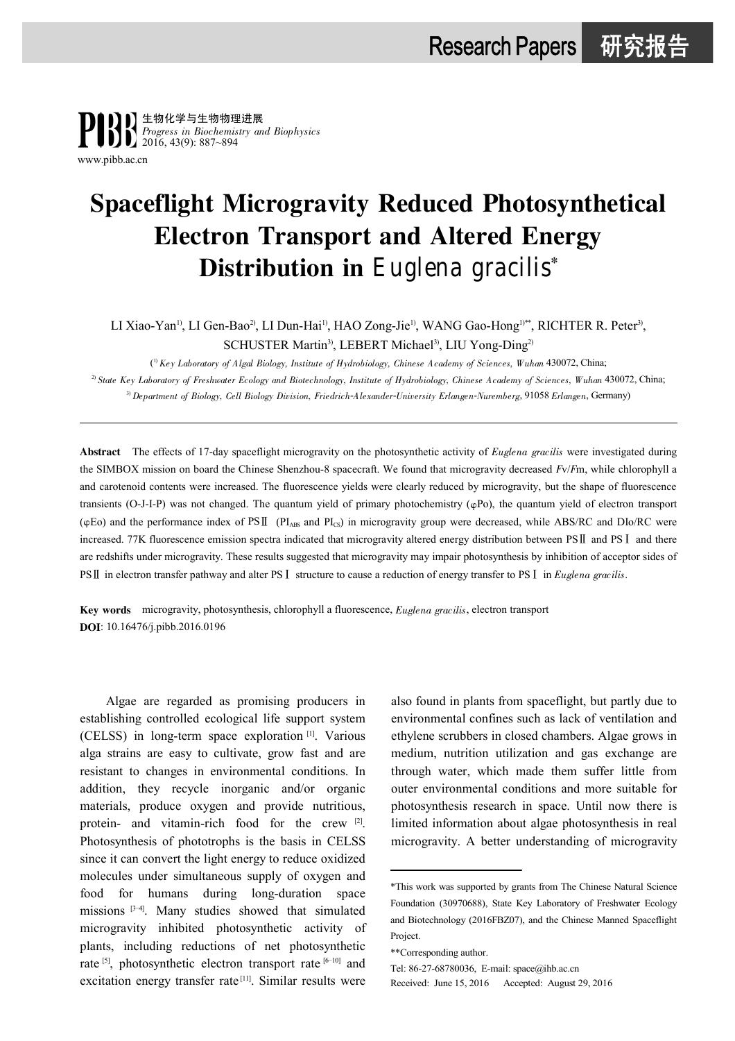# Spaceflight Microgravity Reduced Photosynthetical Electron Transport and Altered Energy Distribution in *Euglena gracilis**

LI Xiao-Yan[1)], LI Gen-Bao[2)], LI Dun-Hai[1)], HAO Zong-Jie[1)], WANG Gao-Hong[1)**], RICHTER R. Peter[3)], SCHUSTER Martin[3)], LEBERT Michael[3)], LIU Yong-Ding[2)]

([1)] *Key Laboratory of Algal Biology, Institute of Hydrobiology, Chinese Academy of Sciences, Wuhan* 430072, China;
[2)] *State Key Laboratory of Freshwater Ecology and Biotechnology, Institute of Hydrobiology, Chinese Academy of Sciences, Wuhan* 430072, China;
[3)] *Department of Biology, Cell Biology Division, Friedrich-Alexander-University Erlangen-Nuremberg*, 91058 *Erlangen*, Germany)

**Abstract** The effects of 17-day spaceflight microgravity on the photosynthetic activity of *Euglena gracilis* were investigated during the SIMBOX mission on board the Chinese Shenzhou-8 spacecraft. We found that microgravity decreased $Fv/Fm$, while chlorophyll a and carotenoid contents were increased. The fluorescence yields were clearly reduced by microgravity, but the shape of fluorescence transients (O-J-I-P) was not changed. The quantum yield of primary photochemistry ($\varphi Po$), the quantum yield of electron transport ($\varphi Eo$) and the performance index of PSⅡ ($PI_{ABS}$ and $PI_{CS}$) in microgravity group were decreased, while ABS/RC and DIo/RC were increased. 77K fluorescence emission spectra indicated that microgravity altered energy distribution between PSⅡ and PSⅠ and there are redshifts under microgravity. These results suggested that microgravity may impair photosynthesis by inhibition of acceptor sides of PSⅡ in electron transfer pathway and alter PSⅠ structure to cause a reduction of energy transfer to PSⅠ in *Euglena gracilis*.

**Key words** microgravity, photosynthesis, chlorophyll a fluorescence, *Euglena gracilis*, electron transport
**DOI**: 10.16476/j.pibb.2016.0196

Algae are regarded as promising producers in establishing controlled ecological life support system (CELSS) in long-term space exploration [1]. Various alga strains are easy to cultivate, grow fast and are resistant to changes in environmental conditions. In addition, they recycle inorganic and/or organic materials, produce oxygen and provide nutritious, protein- and vitamin-rich food for the crew [2]. Photosynthesis of phototrophs is the basis in CELSS since it can convert the light energy to reduce oxidized molecules under simultaneous supply of oxygen and food for humans during long-duration space missions [3-4]. Many studies showed that simulated microgravity inhibited photosynthetic activity of plants, including reductions of net photosynthetic rate [5], photosynthetic electron transport rate [6-10] and excitation energy transfer rate [11]. Similar results were also found in plants from spaceflight, but partly due to environmental confines such as lack of ventilation and ethylene scrubbers in closed chambers. Algae grows in medium, nutrition utilization and gas exchange are through water, which made them suffer little from outer environmental conditions and more suitable for photosynthesis research in space. Until now there is limited information about algae photosynthesis in real microgravity. A better understanding of microgravity

*This work was supported by grants from The Chinese Natural Science Foundation (30970688), State Key Laboratory of Freshwater Ecology and Biotechnology (2016FBZ07), and the Chinese Manned Spaceflight Project.

**Corresponding author.

Tel: 86-27-68780036, E-mail: space@ihb.ac.cn

Received: June 15, 2016 Accepted: August 29, 2016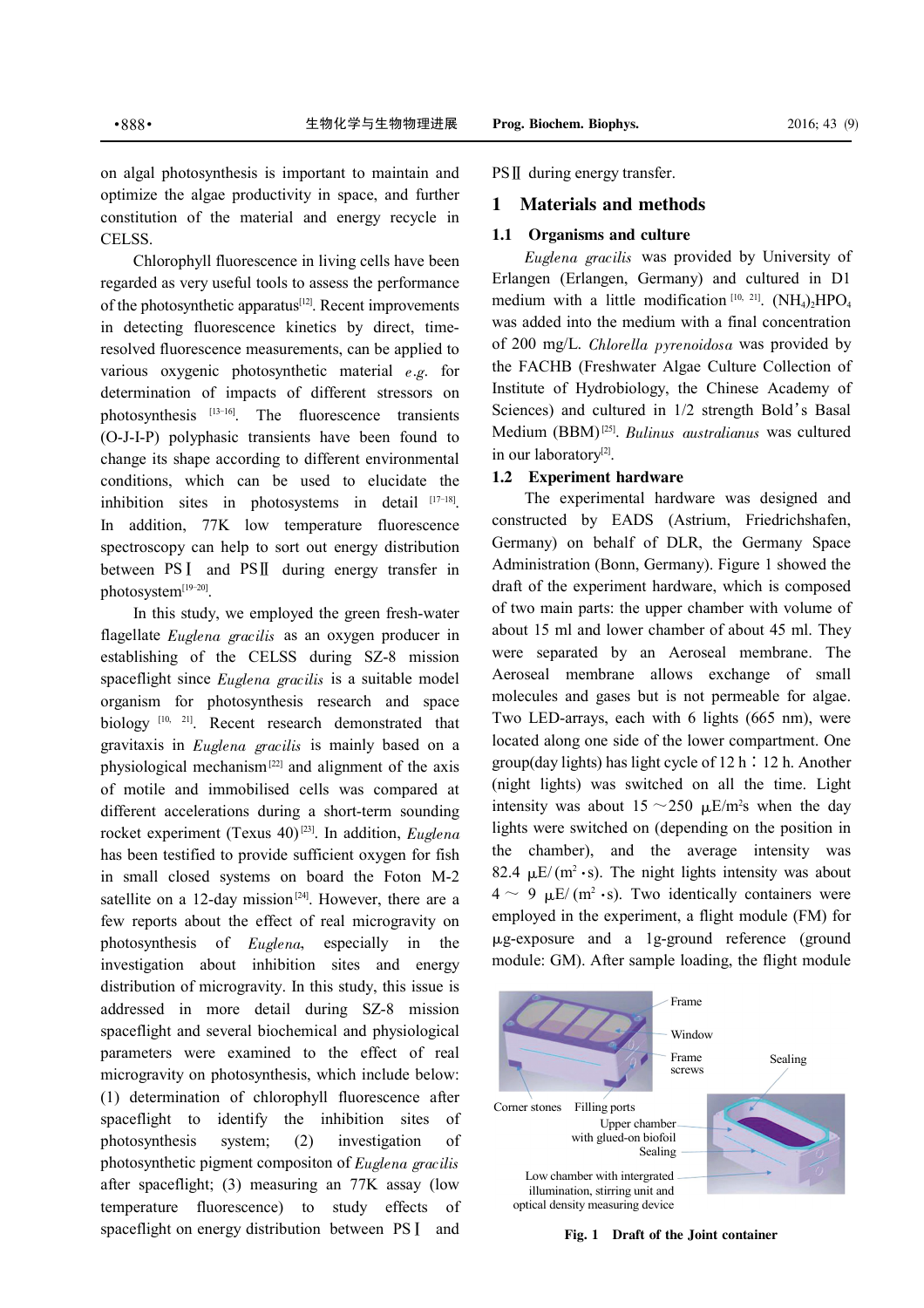on algal photosynthesis is important to maintain and optimize the algae productivity in space, and further constitution of the material and energy recycle in CELSS.

Chlorophyll fluorescence in living cells have been regarded as very useful tools to assess the performance of the photosynthetic apparatus[12]. Recent improvements in detecting fluorescence kinetics by direct, time-resolved fluorescence measurements, can be applied to various oxygenic photosynthetic material *e.g.* for determination of impacts of different stressors on photosynthesis [13-16]. The fluorescence transients (O-J-I-P) polyphasic transients have been found to change its shape according to different environmental conditions, which can be used to elucidate the inhibition sites in photosystems in detail [17-18]. In addition, 77K low temperature fluorescence spectroscopy can help to sort out energy distribution between PSⅠ and PSⅡ during energy transfer in photosystem[19-20].

In this study, we employed the green fresh-water flagellate *Euglena gracilis* as an oxygen producer in establishing of the CELSS during SZ-8 mission spaceflight since *Euglena gracilis* is a suitable model organism for photosynthesis research and space biology [10, 21]. Recent research demonstrated that gravitaxis in *Euglena gracilis* is mainly based on a physiological mechanism[22] and alignment of the axis of motile and immobilised cells was compared at different accelerations during a short-term sounding rocket experiment (Texus 40)[23]. In addition, *Euglena* has been testified to provide sufficient oxygen for fish in small closed systems on board the Foton M-2 satellite on a 12-day mission[24]. However, there are a few reports about the effect of real microgravity on photosynthesis of *Euglena*, especially in the investigation about inhibition sites and energy distribution of microgravity. In this study, this issue is addressed in more detail during SZ-8 mission spaceflight and several biochemical and physiological parameters were examined to the effect of real microgravity on photosynthesis, which include below: (1) determination of chlorophyll fluorescence after spaceflight to identify the inhibition sites of photosynthesis system; (2) investigation of photosynthetic pigment compositon of *Euglena gracilis* after spaceflight; (3) measuring an 77K assay (low temperature fluorescence) to study effects of spaceflight on energy distribution between PSⅠ and PSⅡ during energy transfer.

## 1 Materials and methods

### 1.1 Organisms and culture

*Euglena gracilis* was provided by University of Erlangen (Erlangen, Germany) and cultured in D1 medium with a little modification [10, 21]. $(NH_4)_2HPO_4$ was added into the medium with a final concentration of 200 mg/L. *Chlorella pyrenoidosa* was provided by the FACHB (Freshwater Algae Culture Collection of Institute of Hydrobiology, the Chinese Academy of Sciences) and cultured in 1/2 strength Bold's Basal Medium (BBM)[25]. *Bulinus australianus* was cultured in our laboratory[2].

### 1.2 Experiment hardware

The experimental hardware was designed and constructed by EADS (Astrium, Friedrichshafen, Germany) on behalf of DLR, the Germany Space Administration (Bonn, Germany). Figure 1 showed the draft of the experiment hardware, which is composed of two main parts: the upper chamber with volume of about 15 ml and lower chamber of about 45 ml. They were separated by an Aeroseal membrane. The Aeroseal membrane allows exchange of small molecules and gases but is not permeable for algae. Two LED-arrays, each with 6 lights (665 nm), were located along one side of the lower compartment. One group(day lights) has light cycle of 12 h：12 h. Another (night lights) was switched on all the time. Light intensity was about 15～250 μE/m²s when the day lights were switched on (depending on the position in the chamber), and the average intensity was 82.4 μE/(m²·s). The night lights intensity was about 4～9 μE/(m²·s). Two identically containers were employed in the experiment, a flight module (FM) for μg-exposure and a 1g-ground reference (ground module: GM). After sample loading, the flight module

Frame

Window

Frame screws

Sealing

Corner stones　Filling ports

Upper chamber with glued-on biofoil

Sealing

Low chamber with intergrated illumination, stirring unit and optical density measuring device

**Fig. 1 Draft of the Joint container**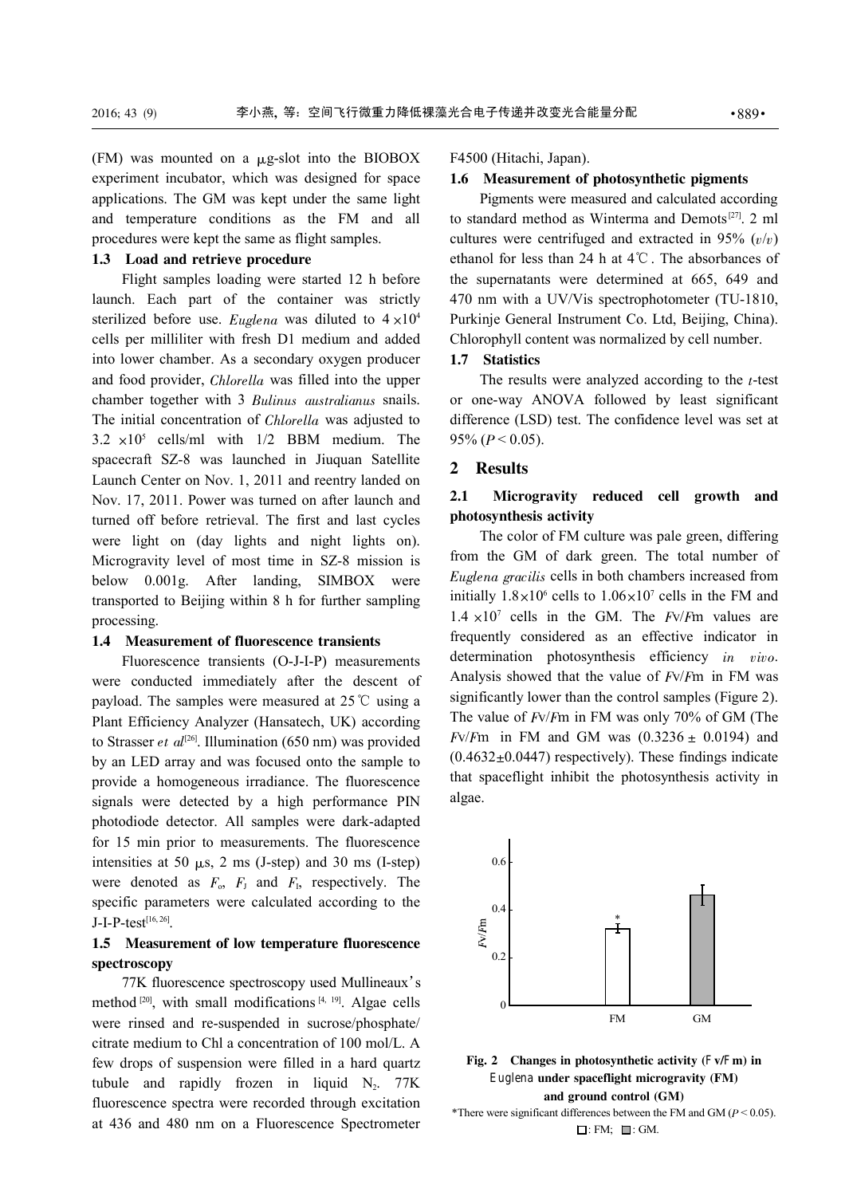(FM) was mounted on a μg-slot into the BIOBOX experiment incubator, which was designed for space applications. The GM was kept under the same light and temperature conditions as the FM and all procedures were kept the same as flight samples.

### 1.3 Load and retrieve procedure

Flight samples loading were started 12 h before launch. Each part of the container was strictly sterilized before use. *Euglena* was diluted to $4 \times 10^4$ cells per milliliter with fresh D1 medium and added into lower chamber. As a secondary oxygen producer and food provider, *Chlorella* was filled into the upper chamber together with 3 *Bulinus australianus* snails. The initial concentration of *Chlorella* was adjusted to $3.2 \times 10^5$ cells/ml with 1/2 BBM medium. The spacecraft SZ-8 was launched in Jiuquan Satellite Launch Center on Nov. 1, 2011 and reentry landed on Nov. 17, 2011. Power was turned on after launch and turned off before retrieval. The first and last cycles were light on (day lights and night lights on). Microgravity level of most time in SZ-8 mission is below 0.001g. After landing, SIMBOX were transported to Beijing within 8 h for further sampling processing.

### 1.4 Measurement of fluorescence transients

Fluorescence transients (O-J-I-P) measurements were conducted immediately after the descent of payload. The samples were measured at 25℃ using a Plant Efficiency Analyzer (Hansatech, UK) according to Strasser *et al*[26]. Illumination (650 nm) was provided by an LED array and was focused onto the sample to provide a homogeneous irradiance. The fluorescence signals were detected by a high performance PIN photodiode detector. All samples were dark-adapted for 15 min prior to measurements. The fluorescence intensities at 50 μs, 2 ms (J-step) and 30 ms (I-step) were denoted as $F_o$, $F_J$ and $F_I$, respectively. The specific parameters were calculated according to the J-I-P-test[16, 26].

### 1.5 Measurement of low temperature fluorescence spectroscopy

77K fluorescence spectroscopy used Mullineaux's method[20], with small modifications[4, 19]. Algae cells were rinsed and re-suspended in sucrose/phosphate/citrate medium to Chl a concentration of 100 mol/L. A few drops of suspension were filled in a hard quartz tubule and rapidly frozen in liquid $N_2$. 77K fluorescence spectra were recorded through excitation at 436 and 480 nm on a Fluorescence Spectrometer F4500 (Hitachi, Japan).

### 1.6 Measurement of photosynthetic pigments

Pigments were measured and calculated according to standard method as Winterma and Demots[27]. 2 ml cultures were centrifuged and extracted in 95% (*v*/*v*) ethanol for less than 24 h at 4℃. The absorbances of the supernatants were determined at 665, 649 and 470 nm with a UV/Vis spectrophotometer (TU-1810, Purkinje General Instrument Co. Ltd, Beijing, China). Chlorophyll content was normalized by cell number.

### 1.7 Statistics

The results were analyzed according to the *t*-test or one-way ANOVA followed by least significant difference (LSD) test. The confidence level was set at 95% ($P < 0.05$).

## 2 Results

### 2.1 Microgravity reduced cell growth and photosynthesis activity

The color of FM culture was pale green, differing from the GM of dark green. The total number of *Euglena gracilis* cells in both chambers increased from initially $1.8 \times 10^6$ cells to $1.06 \times 10^7$ cells in the FM and $1.4 \times 10^7$ cells in the GM. The $F_v/F_m$ values are frequently considered as an effective indicator in determination photosynthesis efficiency *in vivo*. Analysis showed that the value of $F_v/F_m$ in FM was significantly lower than the control samples (Figure 2). The value of $F_v/F_m$ in FM was only 70% of GM (The $F_v/F_m$ in FM and GM was $(0.3236 \pm 0.0194)$ and $(0.4632 \pm 0.0447)$ respectively). These findings indicate that spaceflight inhibit the photosynthesis activity in algae.

**Fig. 2 Changes in photosynthetic activity ($F_v/F_m$) in *Euglena* under spaceflight microgravity (FM) and ground control (GM)**

*There were significant differences between the FM and GM ($P < 0.05$). □: FM; ■: GM.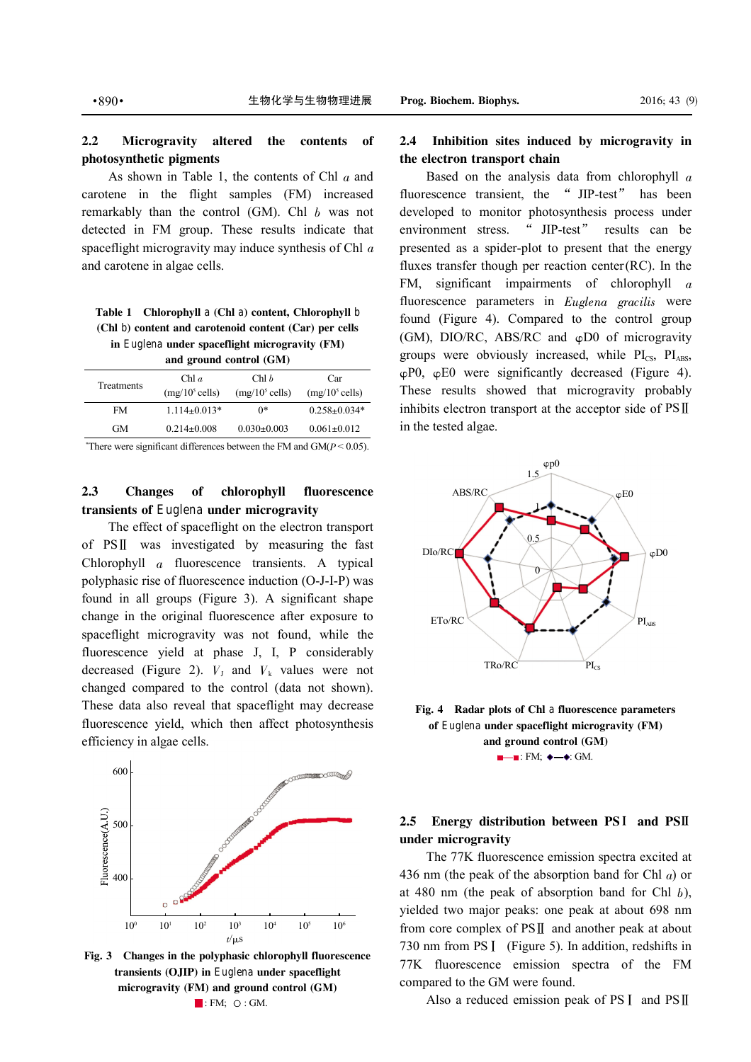### 2.2 Microgravity altered the contents of photosynthetic pigments

As shown in Table 1, the contents of Chl *a* and carotene in the flight samples (FM) increased remarkably than the control (GM). Chl *b* was not detected in FM group. These results indicate that spaceflight microgravity may induce synthesis of Chl *a* and carotene in algae cells.

**Table 1 Chlorophyll a (Chl a) content, Chlorophyll b (Chl b) content and carotenoid content (Car) per cells in Euglena under spaceflight microgravity (FM) and ground control (GM)**

| Treatments | Chl *a* (mg/$10^5$ cells) | Chl *b* (mg/$10^5$ cells) | Car (mg/$10^5$ cells) |
|---|---|---|---|
| FM | 1.114±0.013* | 0* | 0.258±0.034* |
| GM | 0.214±0.008 | 0.030±0.003 | 0.061±0.012 |

*There were significant differences between the FM and GM($P < 0.05$).

### 2.3 Changes of chlorophyll fluorescence transients of Euglena under microgravity

The effect of spaceflight on the electron transport of PSⅡ was investigated by measuring the fast Chlorophyll *a* fluorescence transients. A typical polyphasic rise of fluorescence induction (O-J-I-P) was found in all groups (Figure 3). A significant shape change in the original fluorescence after exposure to spaceflight microgravity was not found, while the fluorescence yield at phase J, I, P considerably decreased (Figure 2). $V_J$ and $V_K$ values were not changed compared to the control (data not shown). These data also reveal that spaceflight may decrease fluorescence yield, which then affect photosynthesis efficiency in algae cells.

**Fig. 3 Changes in the polyphasic chlorophyll fluorescence transients (OJIP) in Euglena under spaceflight microgravity (FM) and ground control (GM)**

■: FM; ○: GM.

### 2.4 Inhibition sites induced by microgravity in the electron transport chain

Based on the analysis data from chlorophyll *a* fluorescence transient, the "JIP-test" has been developed to monitor photosynthesis process under environment stress. "JIP-test" results can be presented as a spider-plot to present that the energy fluxes transfer though per reaction center(RC). In the FM, significant impairments of chlorophyll *a* fluorescence parameters in *Euglena gracilis* were found (Figure 4). Compared to the control group (GM), DIO/RC, ABS/RC and φD0 of microgravity groups were obviously increased, while $PI_{CS}$, $PI_{ABS}$, φP0, φE0 were significantly decreased (Figure 4). These results showed that microgravity probably inhibits electron transport at the acceptor side of PSⅡ in the tested algae.

**Fig. 4 Radar plots of Chl a fluorescence parameters of Euglena under spaceflight microgravity (FM) and ground control (GM)**

■—■: FM; ◆—◆: GM.

### 2.5 Energy distribution between PSⅠ and PSⅡ under microgravity

The 77K fluorescence emission spectra excited at 436 nm (the peak of the absorption band for Chl *a*) or at 480 nm (the peak of absorption band for Chl *b*), yielded two major peaks: one peak at about 698 nm from core complex of PSⅡ and another peak at about 730 nm from PSⅠ (Figure 5). In addition, redshifts in 77K fluorescence emission spectra of the FM compared to the GM were found.

Also a reduced emission peak of PSⅠ and PSⅡ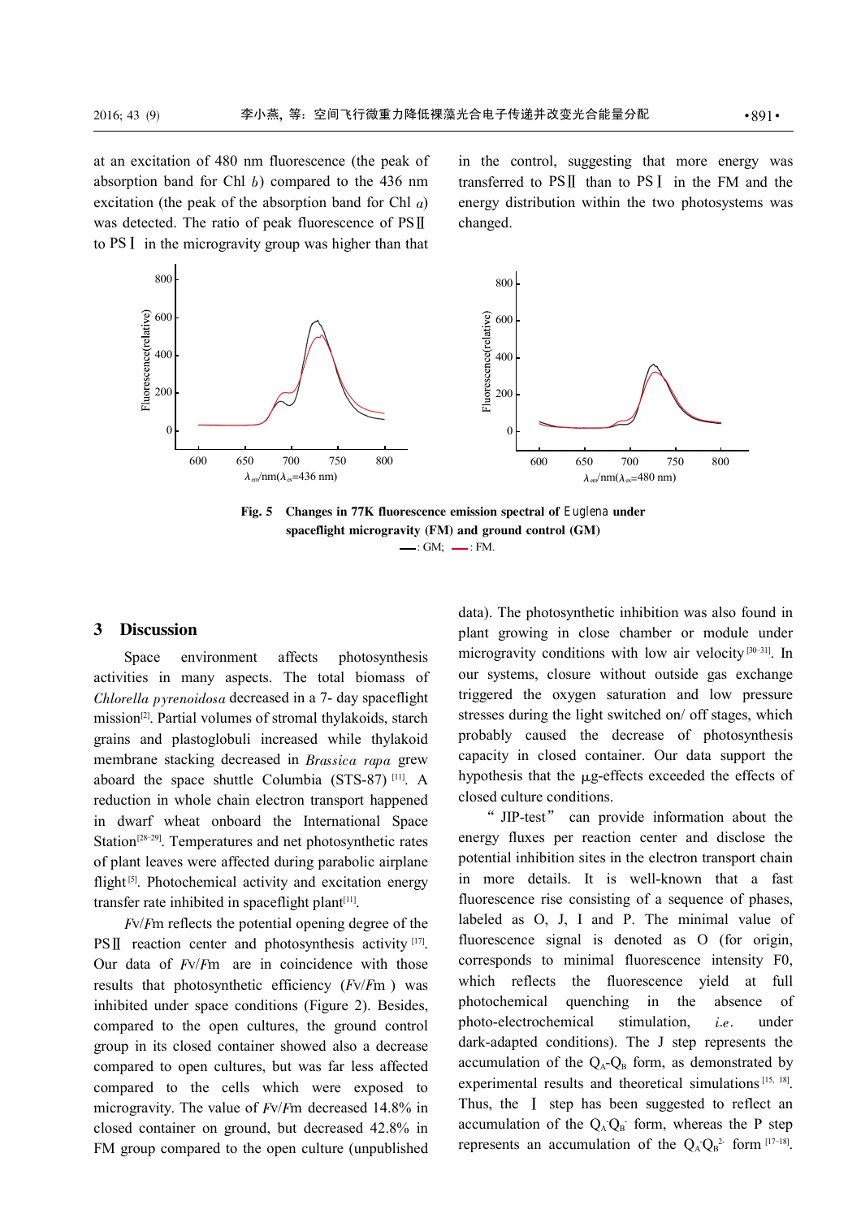at an excitation of 480 nm fluorescence (the peak of absorption band for Chl *b*) compared to the 436 nm excitation (the peak of the absorption band for Chl *a*) was detected. The ratio of peak fluorescence of PSⅡ to PSⅠ in the microgravity group was higher than that in the control, suggesting that more energy was transferred to PSⅡ than to PSⅠ in the FM and the energy distribution within the two photosystems was changed.

**Fig. 5 Changes in 77K fluorescence emission spectral of *Euglena* under spaceflight microgravity (FM) and ground control (GM)**

—: GM; —: FM.

## 3 Discussion

Space environment affects photosynthesis activities in many aspects. The total biomass of *Chlorella pyrenoidosa* decreased in a 7- day spaceflight mission[2]. Partial volumes of stromal thylakoids, starch grains and plastoglobuli increased while thylakoid membrane stacking decreased in *Brassica rapa* grew aboard the space shuttle Columbia (STS-87) [11]. A reduction in whole chain electron transport happened in dwarf wheat onboard the International Space Station[28-29]. Temperatures and net photosynthetic rates of plant leaves were affected during parabolic airplane flight[5]. Photochemical activity and excitation energy transfer rate inhibited in spaceflight plant[11].

$F_v/F_m$ reflects the potential opening degree of the PSⅡ reaction center and photosynthesis activity [17]. Our data of $F_v/F_m$ are in coincidence with those results that photosynthetic efficiency ($F_v/F_m$ ) was inhibited under space conditions (Figure 2). Besides, compared to the open cultures, the ground control group in its closed container showed also a decrease compared to open cultures, but was far less affected compared to the cells which were exposed to microgravity. The value of $F_v/F_m$ decreased 14.8% in closed container on ground, but decreased 42.8% in FM group compared to the open culture (unpublished data). The photosynthetic inhibition was also found in plant growing in close chamber or module under microgravity conditions with low air velocity [30-31]. In our systems, closure without outside gas exchange triggered the oxygen saturation and low pressure stresses during the light switched on/ off stages, which probably caused the decrease of photosynthesis capacity in closed container. Our data support the hypothesis that the μg-effects exceeded the effects of closed culture conditions.

“JIP-test” can provide information about the energy fluxes per reaction center and disclose the potential inhibition sites in the electron transport chain in more details. It is well-known that a fast fluorescence rise consisting of a sequence of phases, labeled as O, J, I and P. The minimal value of fluorescence signal is denoted as O (for origin, corresponds to minimal fluorescence intensity F0, which reflects the fluorescence yield at full photochemical quenching in the absence of photo-electrochemical stimulation, *i.e*. under dark-adapted conditions). The J step represents the accumulation of the $Q_A$-$Q_B$ form, as demonstrated by experimental results and theoretical simulations [15, 18]. Thus, the Ⅰ step has been suggested to reflect an accumulation of the $Q_A^-Q_B^-$ form, whereas the P step represents an accumulation of the $Q_A^-Q_B^{2-}$ form [17-18].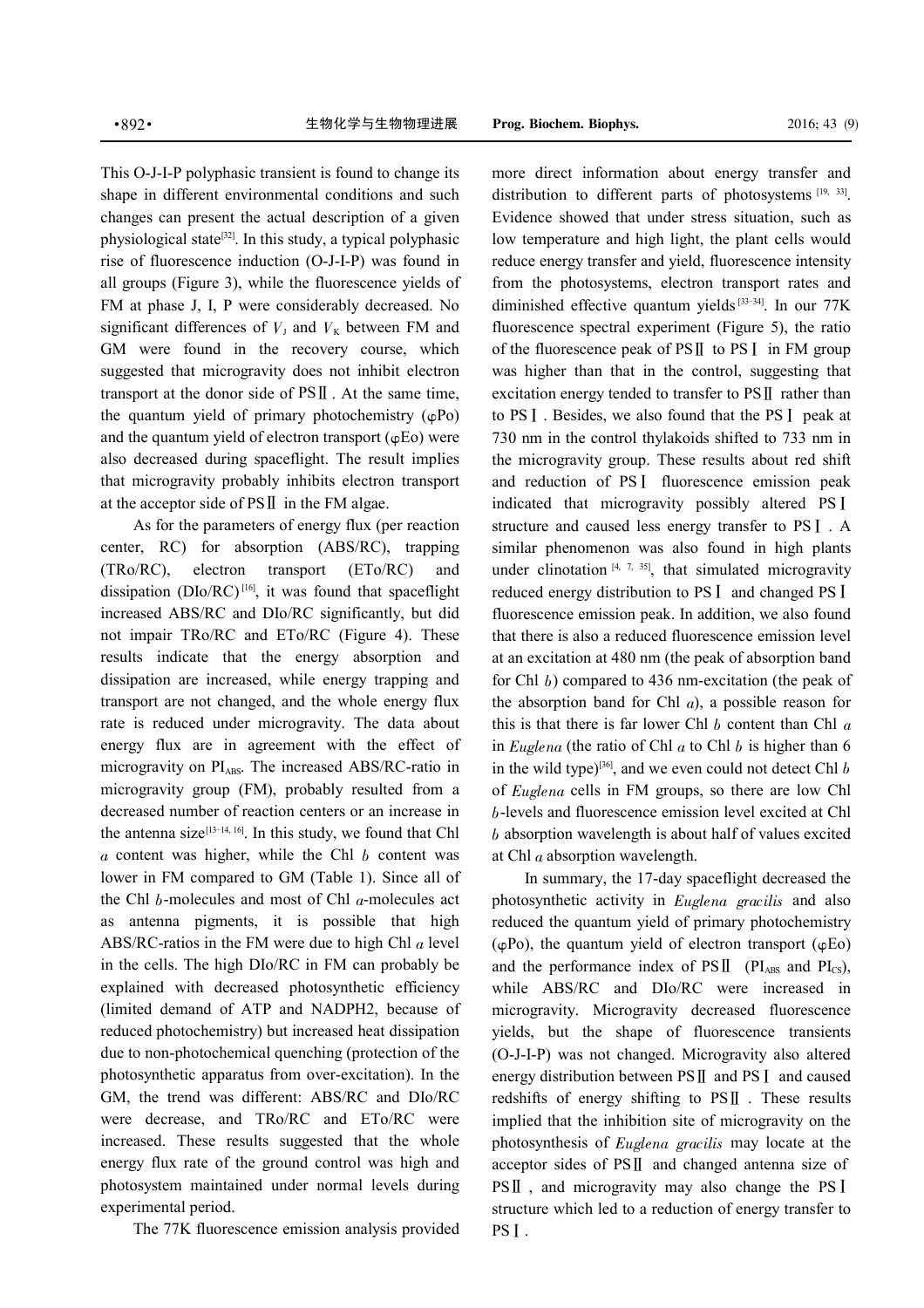This O-J-I-P polyphasic transient is found to change its shape in different environmental conditions and such changes can present the actual description of a given physiological state[32]. In this study, a typical polyphasic rise of fluorescence induction (O-J-I-P) was found in all groups (Figure 3), while the fluorescence yields of FM at phase J, I, P were considerably decreased. No significant differences of $V_J$ and $V_K$ between FM and GM were found in the recovery course, which suggested that microgravity does not inhibit electron transport at the donor side of PSⅡ. At the same time, the quantum yield of primary photochemistry (φPo) and the quantum yield of electron transport (φEo) were also decreased during spaceflight. The result implies that microgravity probably inhibits electron transport at the acceptor side of PSⅡ in the FM algae.

As for the parameters of energy flux (per reaction center, RC) for absorption (ABS/RC), trapping (TRo/RC), electron transport (ETo/RC) and dissipation (DIo/RC)[16], it was found that spaceflight increased ABS/RC and DIo/RC significantly, but did not impair TRo/RC and ETo/RC (Figure 4). These results indicate that the energy absorption and dissipation are increased, while energy trapping and transport are not changed, and the whole energy flux rate is reduced under microgravity. The data about energy flux are in agreement with the effect of microgravity on $PI_{ABS}$. The increased ABS/RC-ratio in microgravity group (FM), probably resulted from a decreased number of reaction centers or an increase in the antenna size[13-14, 16]. In this study, we found that Chl *a* content was higher, while the Chl *b* content was lower in FM compared to GM (Table 1). Since all of the Chl *b*-molecules and most of Chl *a*-molecules act as antenna pigments, it is possible that high ABS/RC-ratios in the FM were due to high Chl *a* level in the cells. The high DIo/RC in FM can probably be explained with decreased photosynthetic efficiency (limited demand of ATP and NADPH2, because of reduced photochemistry) but increased heat dissipation due to non-photochemical quenching (protection of the photosynthetic apparatus from over-excitation). In the GM, the trend was different: ABS/RC and DIo/RC were decrease, and TRo/RC and ETo/RC were increased. These results suggested that the whole energy flux rate of the ground control was high and photosystem maintained under normal levels during experimental period.

The 77K fluorescence emission analysis provided more direct information about energy transfer and distribution to different parts of photosystems [19, 33]. Evidence showed that under stress situation, such as low temperature and high light, the plant cells would reduce energy transfer and yield, fluorescence intensity from the photosystems, electron transport rates and diminished effective quantum yields[33-34]. In our 77K fluorescence spectral experiment (Figure 5), the ratio of the fluorescence peak of PSⅡ to PSⅠ in FM group was higher than that in the control, suggesting that excitation energy tended to transfer to PSⅡ rather than to PSⅠ. Besides, we also found that the PSⅠ peak at 730 nm in the control thylakoids shifted to 733 nm in the microgravity group. These results about red shift and reduction of PSⅠ fluorescence emission peak indicated that microgravity possibly altered PSⅠ structure and caused less energy transfer to PSⅠ. A similar phenomenon was also found in high plants under clinotation [4, 7, 35], that simulated microgravity reduced energy distribution to PSⅠ and changed PSⅠ fluorescence emission peak. In addition, we also found that there is also a reduced fluorescence emission level at an excitation at 480 nm (the peak of absorption band for Chl *b*) compared to 436 nm-excitation (the peak of the absorption band for Chl *a*), a possible reason for this is that there is far lower Chl *b* content than Chl *a* in *Euglena* (the ratio of Chl *a* to Chl *b* is higher than 6 in the wild type)[36], and we even could not detect Chl *b* of *Euglena* cells in FM groups, so there are low Chl *b*-levels and fluorescence emission level excited at Chl *b* absorption wavelength is about half of values excited at Chl *a* absorption wavelength.

In summary, the 17-day spaceflight decreased the photosynthetic activity in *Euglena gracilis* and also reduced the quantum yield of primary photochemistry (φPo), the quantum yield of electron transport (φEo) and the performance index of PSⅡ ($PI_{ABS}$ and $PI_{CS}$), while ABS/RC and DIo/RC were increased in microgravity. Microgravity decreased fluorescence yields, but the shape of fluorescence transients (O-J-I-P) was not changed. Microgravity also altered energy distribution between PSⅡ and PSⅠ and caused redshifts of energy shifting to PSⅡ. These results implied that the inhibition site of microgravity on the photosynthesis of *Euglena gracilis* may locate at the acceptor sides of PSⅡ and changed antenna size of PSⅡ, and microgravity may also change the PSⅠ structure which led to a reduction of energy transfer to PSⅠ.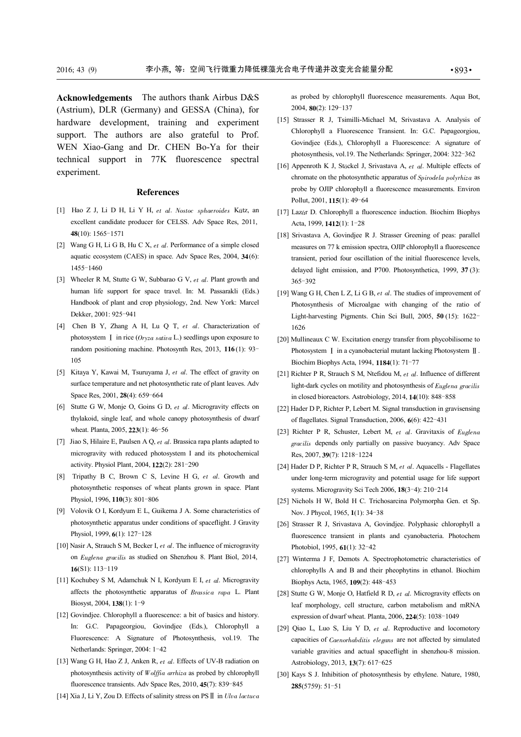**Acknowledgements** The authors thank Airbus D&S (Astrium), DLR (Germany) and GESSA (China), for hardware development, training and experiment support. The authors are also grateful to Prof. WEN Xiao-Gang and Dr. CHEN Bo-Ya for their technical support in 77K fluorescence spectral experiment.

## References

[1] Hao Z J, Li D H, Li Y H, *et al*. *Nostoc sphaeroides* Kütz, an excellent candidate producer for CELSS. Adv Space Res, 2011, **48**(10): 1565-1571

[2] Wang G H, Li G B, Hu C X, *et al*. Performance of a simple closed aquatic ecosystem (CAES) in space. Adv Space Res, 2004, **34**(6): 1455-1460

[3] Wheeler R M, Stutte G W, Subbarao G V, *et al*. Plant growth and human life support for space travel. In: M. Passarakli (Eds.) Handbook of plant and crop physiology, 2nd. New York: Marcel Dekker, 2001: 925-941

[4] Chen B Y, Zhang A H, Lu Q T, *et al*. Characterization of photosystem Ⅰ in rice (*Oryza sativa* L.) seedlings upon exposure to random positioning machine. Photosynth Res, 2013, **116**(1): 93-105

[5] Kitaya Y, Kawai M, Tsuruyama J, *et al*. The effect of gravity on surface temperature and net photosynthetic rate of plant leaves. Adv Space Res, 2001, **28**(4): 659-664

[6] Stutte G W, Monje O, Goins G D, *et al*. Microgravity effects on thylakoid, single leaf, and whole canopy photosynthesis of dwarf wheat. Planta, 2005, **223**(1): 46-56

[7] Jiao S, Hilaire E, Paulsen A Q, *et al*. Brassica rapa plants adapted to microgravity with reduced photosystem I and its photochemical activity. Physiol Plant, 2004, **122**(2): 281-290

[8] Tripathy B C, Brown C S, Levine H G, *et al*. Growth and photosynthetic responses of wheat plants grown in space. Plant Physiol, 1996, **110**(3): 801-806

[9] Volovik O I, Kordyum E L, Guikema J A. Some characteristics of photosynthetic apparatus under conditions of spaceflight. J Gravity Physiol, 1999, **6**(1): 127-128

[10] Nasir A, Strauch S M, Becker I, *et al*. The influence of microgravity on *Euglena gracilis* as studied on Shenzhou 8. Plant Biol, 2014, **16**(S1): 113-119

[11] Kochubey S M, Adamchuk N I, Kordyum E I, *et al*. Microgravity affects the photosynthetic apparatus of *Brassica rapa* L. Plant Biosyst, 2004, **138**(1): 1-9

[12] Govindjee. Chlorophyll a fluorescence: a bit of basics and history. In: G.C. Papageorgiou, Govindjee (Eds.), Chlorophyll a Fluorescence: A Signature of Photosynthesis, vol.19. The Netherlands: Springer, 2004: 1-42

[13] Wang G H, Hao Z J, Anken R, *et al*. Effects of UV-B radiation on photosynthesis activity of *Wolffia arrhiza* as probed by chlorophyll fluorescence transients. Adv Space Res, 2010, **45**(7): 839-845

[14] Xia J, Li Y, Zou D. Effects of salinity stress on PSⅡ in *Ulva lactuca* as probed by chlorophyll fluorescence measurements. Aqua Bot, 2004, **80**(2): 129-137

[15] Strasser R J, Tsimilli-Michael M, Srivastava A. Analysis of Chlorophyll a Fluorescence Transient. In: G.C. Papageorgiou, Govindjee (Eds.), Chlorophyll a Fluorescence: A signature of photosynthesis, vol.19. The Netherlands: Springer, 2004: 322-362

[16] Appenroth K J, Stöckel J, Srivastava A, *et al*. Multiple effects of chromate on the photosynthetic apparatus of *Spirodela polyrhiza* as probe by OJIP chlorophyll a fluorescence measurements. Environ Pollut, 2001, **115**(1): 49-64

[17] Lazár D. Chlorophyll a fluorescence induction. Biochim Biophys Acta, 1999, **1412**(1): 1-28

[18] Srivastava A, Govindjee R J. Strasser Greening of peas: parallel measures on 77 k emission spectra, OJIP chlorophyll a fluorescence transient, period four oscillation of the initial fluorescence levels, delayed light emission, and P700. Photosynthetica, 1999, **37**(3): 365-392

[19] Wang G H, Chen L Z, Li G B, *et al*. The studies of improvement of Photosynthesis of Microalgae with changing of the ratio of Light-harvesting Pigments. Chin Sci Bull, 2005, **50**(15): 1622-1626

[20] Mullineaux C W. Excitation energy transfer from phycobilisome to Photosystem Ⅰ in a cyanobacterial mutant lacking Photosystem Ⅱ. Biochim Biophys Acta, 1994, **1184**(1): 71-77

[21] Richter P R, Strauch S M, Ntefidou M, *et al*. Influence of different light-dark cycles on motility and photosynthesis of *Euglena gracilis* in closed bioreactors. Astrobiology, 2014, **14**(10): 848-858

[22] Hader D P, Richter P, Lebert M. Signal transduction in gravisensing of flagellates. Signal Transduction, 2006, **6**(6): 422-431

[23] Richter P R, Schuster, Lebert M, *et al*. Gravitaxis of *Euglena gracilis* depends only partially on passive buoyancy. Adv Space Res, 2007, **39**(7): 1218-1224

[24] Hader D P, Richter P R, Strauch S M, *et al*. Aquacells - Flagellates under long-term microgravity and potential usage for life support systems. Microgravity Sci Tech 2006, **18**(3-4): 210-214

[25] Nichols H W, Bold H C. Trichosarcina Polymorpha Gen. et Sp. Nov. J Phycol, 1965, **1**(1): 34-38

[26] Strasser R J, Srivastava A, Govindjee. Polyphasic chlorophyll a fluorescence transient in plants and cyanobacteria. Photochem Photobiol, 1995, **61**(1): 32-42

[27] Winterma J F, Demots A. Spectrophotometric characteristics of chlorophylls A and B and their pheophytins in ethanol. Biochim Biophys Acta, 1965, **109**(2): 448-453

[28] Stutte G W, Monje O, Hatfield R D, *et al*. Microgravity effects on leaf morphology, cell structure, carbon metabolism and mRNA expression of dwarf wheat. Planta, 2006, **224**(5): 1038-1049

[29] Qiao L, Luo S, Liu Y D, *et al*. Reproductive and locomotory capacities of *Caenorhabditis elegans* are not affected by simulated variable gravities and actual spaceflight in shenzhou-8 mission. Astrobiology, 2013, **13**(7): 617-625

[30] Kays S J. Inhibition of photosynthesis by ethylene. Nature, 1980, **285**(5759): 51-51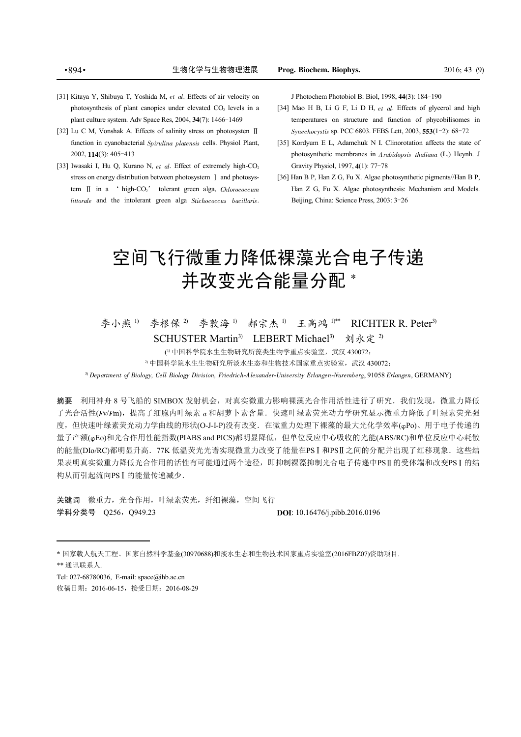[31] Kitaya Y, Shibuya T, Yoshida M, *et al*. Effects of air velocity on photosynthesis of plant canopies under elevated $CO_2$ levels in a plant culture system. Adv Space Res, 2004, **34**(7): 1466-1469

[32] Lu C M, Vonshak A. Effects of salinity stress on photosysten Ⅱ function in cyanobacterial *Spirulina platensis* cells. Physiol Plant, 2002, **114**(3): 405-413

[33] Iwasaki I, Hu Q, Kurano N, *et al*. Effect of extremely high-$CO_2$ stress on energy distribution between photosystem Ⅰ and photosystem Ⅱ in a 'high-$CO_2$' tolerant green alga, *Chlorococcum littorale* and the intolerant green alga *Stichococcus bacillaris*. J Photochem Photobiol B: Biol, 1998, **44**(3): 184-190

[34] Mao H B, Li G F, Li D H, *et al*. Effects of glycerol and high temperatures on structure and function of phycobilisomes in *Synechocystis* sp. PCC 6803. FEBS Lett, 2003, **553**(1-2): 68-72

[35] Kordyum E L, Adamchuk N I. Clinorotation affects the state of photosynthetic membranes in *Arabidopsis thaliana* (L.) Heynh. J Gravity Physiol, 1997, **4**(1): 77-78

[36] Han B P, Han Z G, Fu X. Algae photosynthetic pigments//Han B P, Han Z G, Fu X. Algae photosynthesis: Mechanism and Models. Beijing, China: Science Press, 2003: 3-26

# 空间飞行微重力降低裸藻光合电子传递并改变光合能量分配 *

李小燕[1)]　李根保[2)]　李敦海[1)]　郝宗杰[1)]　王高鸿[1)**]　RICHTER R. Peter[3)]　SCHUSTER Martin[3)]　LEBERT Michael[3)]　刘永定[2)]

([1)] 中国科学院水生生物研究所藻类生物学重点实验室，武汉 430072；
[2)] 中国科学院水生生物研究所淡水生态和生物技术国家重点实验室，武汉 430072；
[3)] *Department of Biology, Cell Biology Division, Friedrich-Alexander-University Erlangen-Nuremberg*, 91058 *Erlangen*, GERMANY)

**摘要**　利用神舟 8 号飞船的 SIMBOX 发射机会，对真实微重力影响裸藻光合作用活性进行了研究．我们发现，微重力降低了光合活性($F_v/F_m$)，提高了细胞内叶绿素 *a* 和胡萝卜素含量．快速叶绿素荧光动力学研究显示微重力降低了叶绿素荧光强度，但快速叶绿素荧光动力学曲线的形状(O-J-I-P)没有改变．在微重力处理下裸藻的最大光化学效率($\varphi$Po)、用于电子传递的量子产额($\varphi$Eo)和光合作用性能指数(PIABS and PICS)都明显降低，但单位反应中心吸收的光能(ABS/RC)和单位反应中心耗散的能量(DIo/RC)都明显升高．77K 低温荧光光谱实现微重力改变了能量在PSⅠ和PSⅡ之间的分配并出现了红移现象．这些结果表明真实微重力降低光合作用的活性有可能通过两个途径，即抑制裸藻抑制光合电子传递中PSⅡ的受体端和改变PSⅠ的结构从而引起流向PSⅠ的能量传递减少．

**关键词**　微重力，光合作用，叶绿素荧光，纤细裸藻，空间飞行

**学科分类号**　Q256，Q949.23　　　　**DOI**: 10.16476/j.pibb.2016.0196

---

\* 国家载人航天工程、国家自然科学基金(30970688)和淡水生态和生物技术国家重点实验室(2016FBZ07)资助项目.

\** 通讯联系人.

Tel: 027-68780036, E-mail: space@ihb.ac.cn

收稿日期：2016-06-15，接受日期：2016-08-29